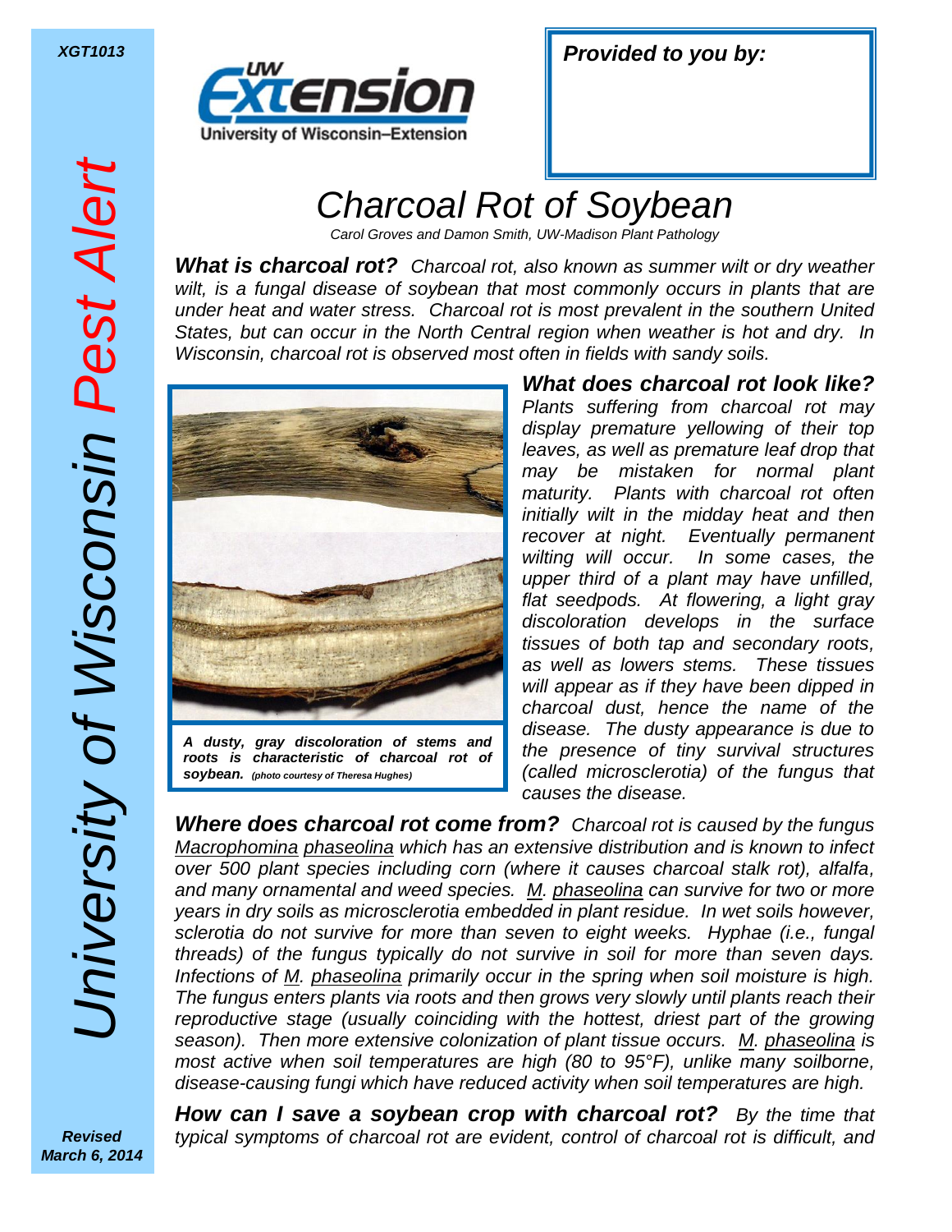XGT1013

University of Wisconsin *Pest Alert*

**Provided to you by:**

# Charcoal Rot of Soybean

*Carol Groves and Damon Smith, UW-Madison Plant Pathology*

***What is charcoal rot?*** *Charcoal rot, also known as summer wilt or dry weather wilt, is a fungal disease of soybean that most commonly occurs in plants that are under heat and water stress. Charcoal rot is most prevalent in the southern United States, but can occur in the North Central region when weather is hot and dry. In Wisconsin, charcoal rot is observed most often in fields with sandy soils.*

***A dusty, gray discoloration of stems and roots is characteristic of charcoal rot of soybean.*** *(photo courtesy of Theresa Hughes)*

***What does charcoal rot look like?*** *Plants suffering from charcoal rot may display premature yellowing of their top leaves, as well as premature leaf drop that may be mistaken for normal plant maturity. Plants with charcoal rot often initially wilt in the midday heat and then recover at night. Eventually permanent wilting will occur. In some cases, the upper third of a plant may have unfilled, flat seedpods. At flowering, a light gray discoloration develops in the surface tissues of both tap and secondary roots, as well as lowers stems. These tissues will appear as if they have been dipped in charcoal dust, hence the name of the disease. The dusty appearance is due to the presence of tiny survival structures (called microsclerotia) of the fungus that causes the disease.*

***Where does charcoal rot come from?*** *Charcoal rot is caused by the fungus Macrophomina phaseolina which has an extensive distribution and is known to infect over 500 plant species including corn (where it causes charcoal stalk rot), alfalfa, and many ornamental and weed species. M. phaseolina can survive for two or more years in dry soils as microsclerotia embedded in plant residue. In wet soils however, sclerotia do not survive for more than seven to eight weeks. Hyphae (i.e., fungal threads) of the fungus typically do not survive in soil for more than seven days. Infections of M. phaseolina primarily occur in the spring when soil moisture is high. The fungus enters plants via roots and then grows very slowly until plants reach their reproductive stage (usually coinciding with the hottest, driest part of the growing season). Then more extensive colonization of plant tissue occurs. M. phaseolina is most active when soil temperatures are high (80 to 95°F), unlike many soilborne, disease-causing fungi which have reduced activity when soil temperatures are high.*

***How can I save a soybean crop with charcoal rot?*** *By the time that typical symptoms of charcoal rot are evident, control of charcoal rot is difficult, and*

*Revised March 6, 2014*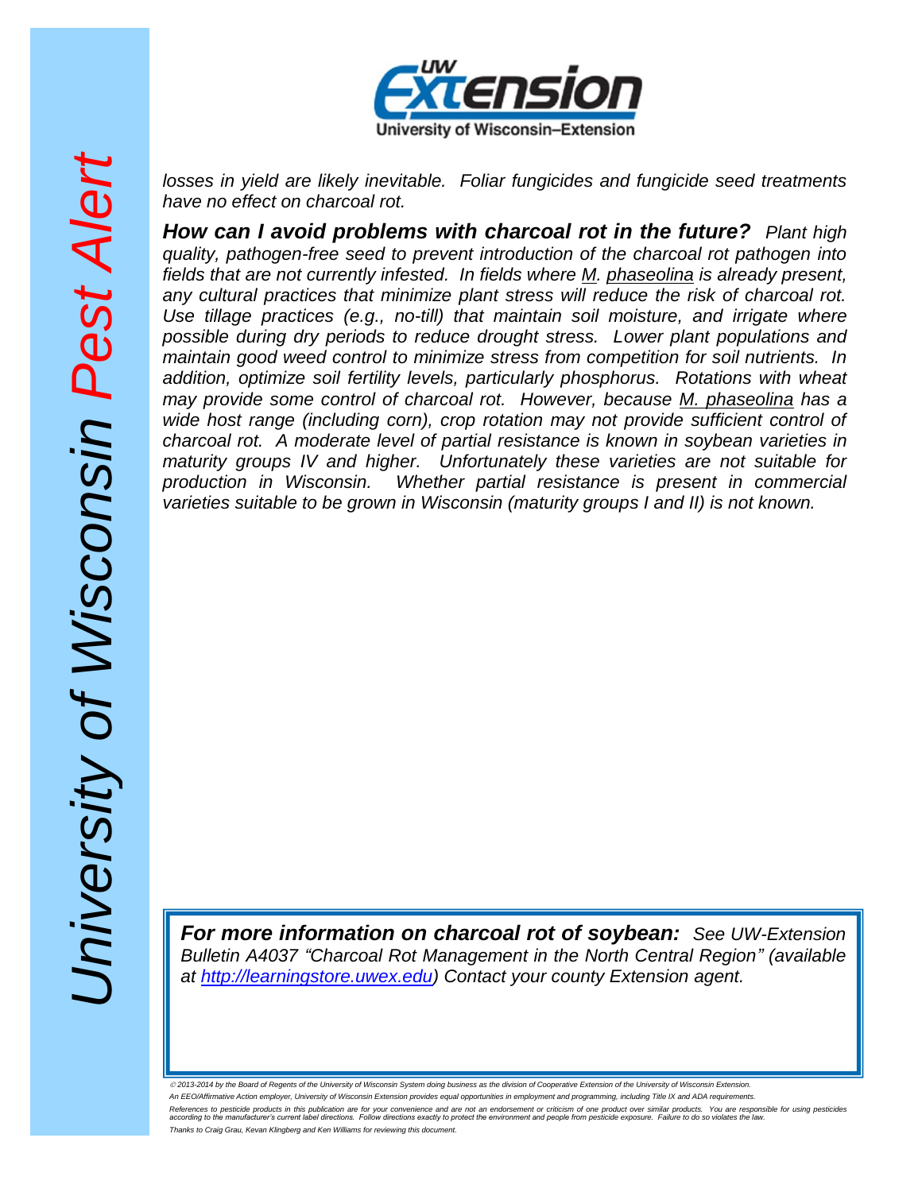*losses in yield are likely inevitable. Foliar fungicides and fungicide seed treatments have no effect on charcoal rot.*

***How can I avoid problems with charcoal rot in the future?*** *Plant high quality, pathogen-free seed to prevent introduction of the charcoal rot pathogen into fields that are not currently infested. In fields where M. phaseolina is already present, any cultural practices that minimize plant stress will reduce the risk of charcoal rot. Use tillage practices (e.g., no-till) that maintain soil moisture, and irrigate where possible during dry periods to reduce drought stress. Lower plant populations and maintain good weed control to minimize stress from competition for soil nutrients. In addition, optimize soil fertility levels, particularly phosphorus. Rotations with wheat may provide some control of charcoal rot. However, because M. phaseolina has a wide host range (including corn), crop rotation may not provide sufficient control of charcoal rot. A moderate level of partial resistance is known in soybean varieties in maturity groups IV and higher. Unfortunately these varieties are not suitable for production in Wisconsin. Whether partial resistance is present in commercial varieties suitable to be grown in Wisconsin (maturity groups I and II) is not known.*

***For more information on charcoal rot of soybean:*** *See UW-Extension Bulletin A4037 "Charcoal Rot Management in the North Central Region" (available at http://learningstore.uwex.edu) Contact your county Extension agent.*

*© 2013-2014 by the Board of Regents of the University of Wisconsin System doing business as the division of Cooperative Extension of the University of Wisconsin Extension.*
*An EEO/Affirmative Action employer, University of Wisconsin Extension provides equal opportunities in employment and programming, including Title IX and ADA requirements.*
*References to pesticide products in this publication are for your convenience and are not an endorsement or criticism of one product over similar products. You are responsible for using pesticides according to the manufacturer's current label directions. Follow directions exactly to protect the environment and people from pesticide exposure. Failure to do so violates the law.*
*Thanks to Craig Grau, Kevan Klingberg and Ken Williams for reviewing this document.*